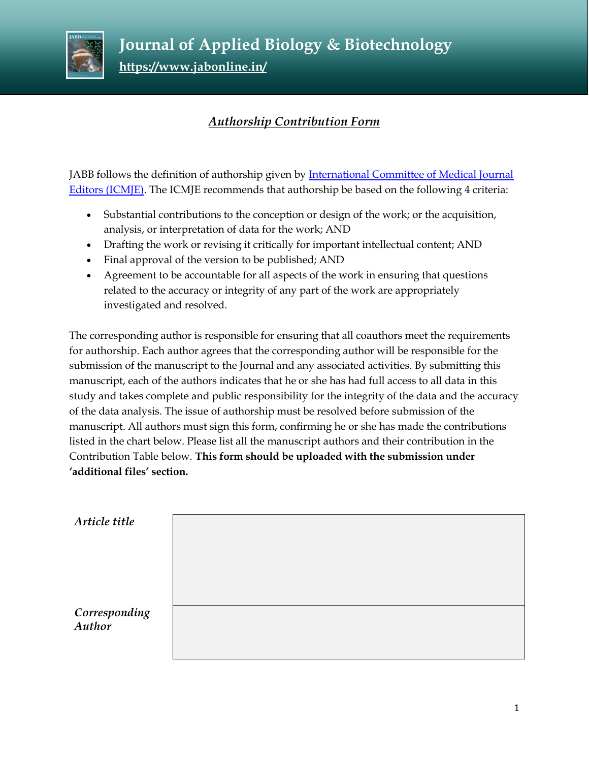# Journal of Applied Biology & Biotechnology

**https://www.jabonline.in/**

## *Authorship Contribution Form*

JABB follows the definition of authorship given by International Committee of Medical Journal Editors (ICMJE). The ICMJE recommends that authorship be based on the following 4 criteria:

- Substantial contributions to the conception or design of the work; or the acquisition, analysis, or interpretation of data for the work; AND
- Drafting the work or revising it critically for important intellectual content; AND
- Final approval of the version to be published; AND
- Agreement to be accountable for all aspects of the work in ensuring that questions related to the accuracy or integrity of any part of the work are appropriately investigated and resolved.

The corresponding author is responsible for ensuring that all coauthors meet the requirements for authorship. Each author agrees that the corresponding author will be responsible for the submission of the manuscript to the Journal and any associated activities. By submitting this manuscript, each of the authors indicates that he or she has had full access to all data in this study and takes complete and public responsibility for the integrity of the data and the accuracy of the data analysis. The issue of authorship must be resolved before submission of the manuscript. All authors must sign this form, confirming he or she has made the contributions listed in the chart below. Please list all the manuscript authors and their contribution in the Contribution Table below. **This form should be uploaded with the submission under 'additional files' section.**

| | |
|---|---|
| *Article title* | |
| *Corresponding Author* | |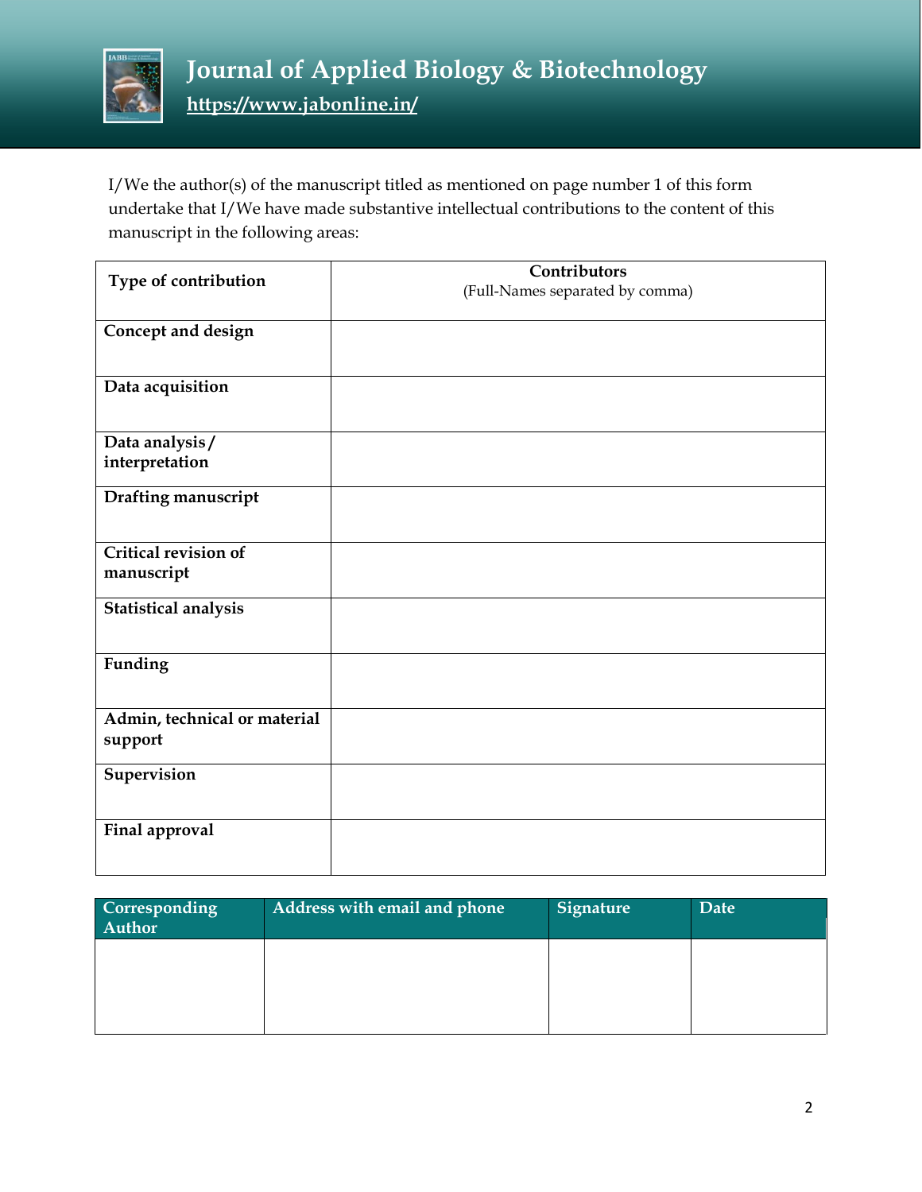I/We the author(s) of the manuscript titled as mentioned on page number 1 of this form undertake that I/We have made substantive intellectual contributions to the content of this manuscript in the following areas:

| Type of contribution | Contributors (Full-Names separated by comma) |
| --- | --- |
| Concept and design | |
| Data acquisition | |
| Data analysis / interpretation | |
| Drafting manuscript | |
| Critical revision of manuscript | |
| Statistical analysis | |
| Funding | |
| Admin, technical or material support | |
| Supervision | |
| Final approval | |

| Corresponding Author | Address with email and phone | Signature | Date |
| --- | --- | --- | --- |
| | | | |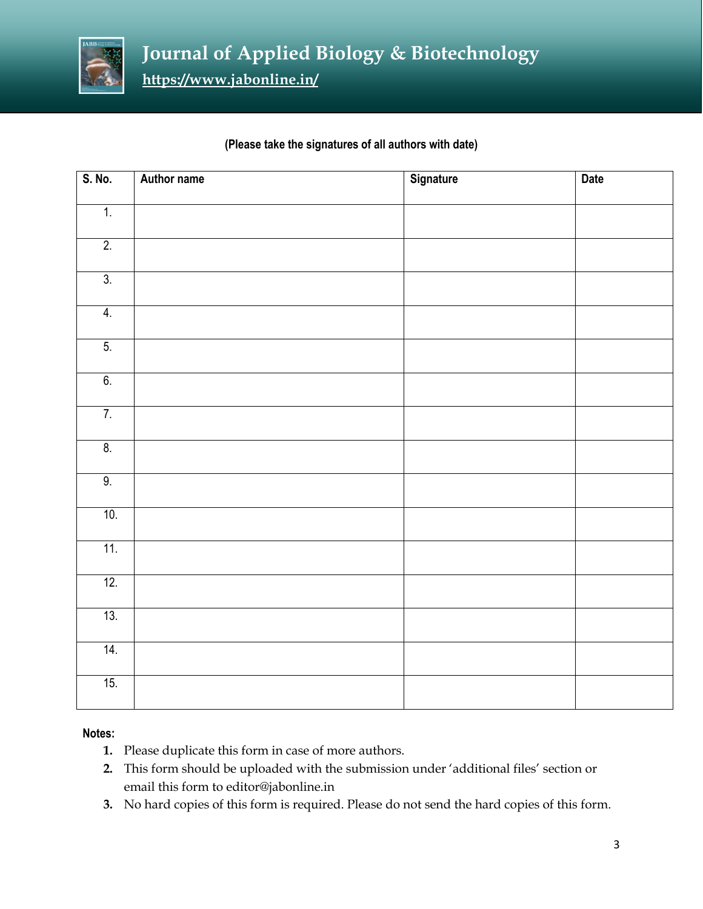**(Please take the signatures of all authors with date)**

| S. No. | Author name | Signature | Date |
|---|---|---|---|
| 1. | | | |
| 2. | | | |
| 3. | | | |
| 4. | | | |
| 5. | | | |
| 6. | | | |
| 7. | | | |
| 8. | | | |
| 9. | | | |
| 10. | | | |
| 11. | | | |
| 12. | | | |
| 13. | | | |
| 14. | | | |
| 15. | | | |

**Notes:**

1. Please duplicate this form in case of more authors.
2. This form should be uploaded with the submission under 'additional files' section or email this form to editor@jabonline.in
3. No hard copies of this form is required. Please do not send the hard copies of this form.